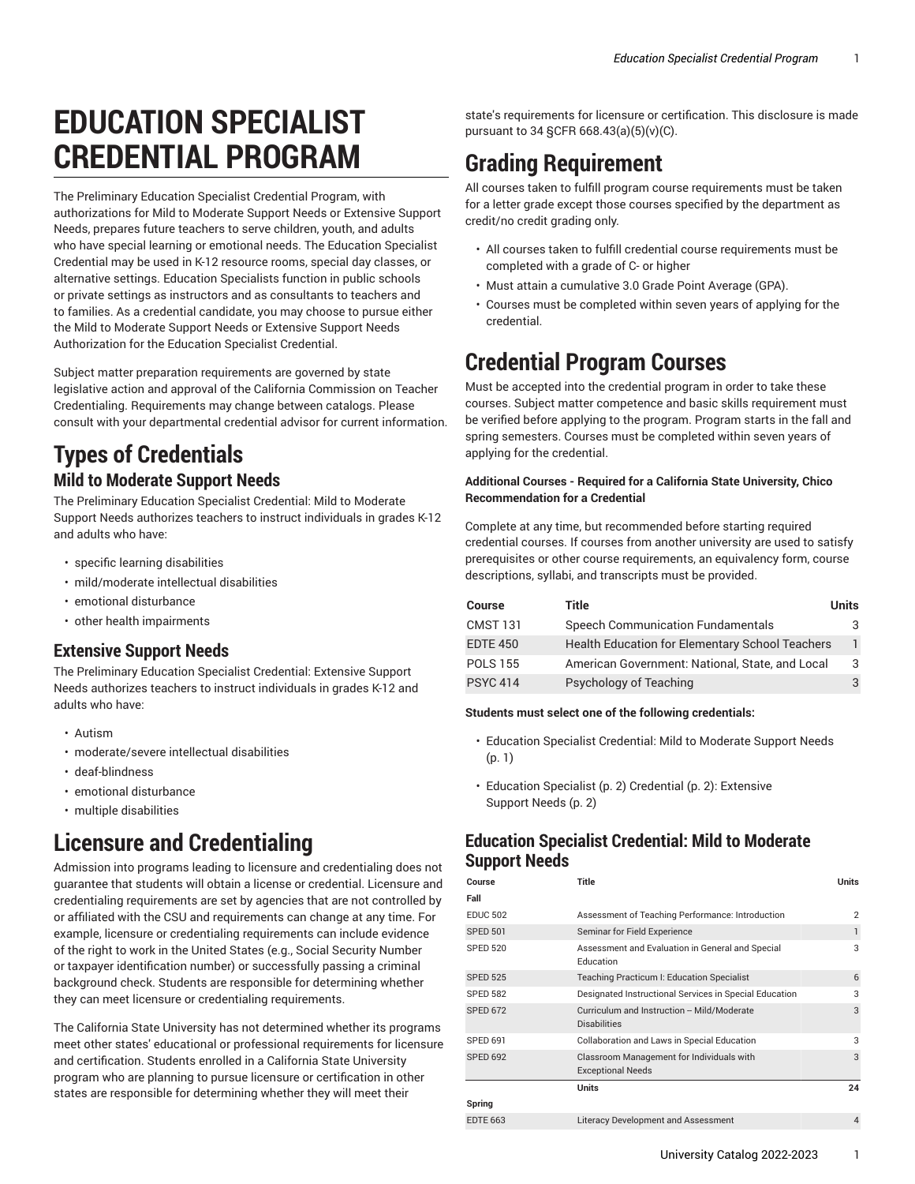# EDUCATION SPECIALIST CREDENTIAL PROGRAM

The Preliminary Education Specialist Credential Program, with authorizations for Mild to Moderate Support Needs or Extensive Support Needs, prepares future teachers to serve children, youth, and adults who have special learning or emotional needs. The Education Specialist Credential may be used in K-12 resource rooms, special day classes, or alternative settings. Education Specialists function in public schools or private settings as instructors and as consultants to teachers and to families. As a credential candidate, you may choose to pursue either the Mild to Moderate Support Needs or Extensive Support Needs Authorization for the Education Specialist Credential.

Subject matter preparation requirements are governed by state legislative action and approval of the California Commission on Teacher Credentialing. Requirements may change between catalogs. Please consult with your departmental credential advisor for current information.

## Types of Credentials

### Mild to Moderate Support Needs

The Preliminary Education Specialist Credential: Mild to Moderate Support Needs authorizes teachers to instruct individuals in grades K-12 and adults who have:

- specific learning disabilities
- mild/moderate intellectual disabilities
- emotional disturbance
- other health impairments

### Extensive Support Needs

The Preliminary Education Specialist Credential: Extensive Support Needs authorizes teachers to instruct individuals in grades K-12 and adults who have:

- Autism
- moderate/severe intellectual disabilities
- deaf-blindness
- emotional disturbance
- multiple disabilities

## Licensure and Credentialing

Admission into programs leading to licensure and credentialing does not guarantee that students will obtain a license or credential. Licensure and credentialing requirements are set by agencies that are not controlled by or affiliated with the CSU and requirements can change at any time. For example, licensure or credentialing requirements can include evidence of the right to work in the United States (e.g., Social Security Number or taxpayer identification number) or successfully passing a criminal background check. Students are responsible for determining whether they can meet licensure or credentialing requirements.

The California State University has not determined whether its programs meet other states' educational or professional requirements for licensure and certification. Students enrolled in a California State University program who are planning to pursue licensure or certification in other states are responsible for determining whether they will meet their state's requirements for licensure or certification. This disclosure is made pursuant to 34 §CFR 668.43(a)(5)(v)(C).

## Grading Requirement

All courses taken to fulfill program course requirements must be taken for a letter grade except those courses specified by the department as credit/no credit grading only.

- All courses taken to fulfill credential course requirements must be completed with a grade of C- or higher
- Must attain a cumulative 3.0 Grade Point Average (GPA).
- Courses must be completed within seven years of applying for the credential.

## Credential Program Courses

Must be accepted into the credential program in order to take these courses. Subject matter competence and basic skills requirement must be verified before applying to the program. Program starts in the fall and spring semesters. Courses must be completed within seven years of applying for the credential.

**Additional Courses - Required for a California State University, Chico Recommendation for a Credential**

Complete at any time, but recommended before starting required credential courses. If courses from another university are used to satisfy prerequisites or other course requirements, an equivalency form, course descriptions, syllabi, and transcripts must be provided.

| Course | Title | Units |
|---|---|---|
| CMST 131 | Speech Communication Fundamentals | 3 |
| EDTE 450 | Health Education for Elementary School Teachers | 1 |
| POLS 155 | American Government: National, State, and Local | 3 |
| PSYC 414 | Psychology of Teaching | 3 |

**Students must select one of the following credentials:**

- Education Specialist Credential: Mild to Moderate Support Needs (p. 1)
- Education Specialist (p. 2) Credential (p. 2): Extensive Support Needs (p. 2)

### Education Specialist Credential: Mild to Moderate Support Needs

| Course | Title | Units |
|---|---|---|
| **Fall** | | |
| EDUC 502 | Assessment of Teaching Performance: Introduction | 2 |
| SPED 501 | Seminar for Field Experience | 1 |
| SPED 520 | Assessment and Evaluation in General and Special Education | 3 |
| SPED 525 | Teaching Practicum I: Education Specialist | 6 |
| SPED 582 | Designated Instructional Services in Special Education | 3 |
| SPED 672 | Curriculum and Instruction – Mild/Moderate Disabilities | 3 |
| SPED 691 | Collaboration and Laws in Special Education | 3 |
| SPED 692 | Classroom Management for Individuals with Exceptional Needs | 3 |
| | **Units** | **24** |
| **Spring** | | |
| EDTE 663 | Literacy Development and Assessment | 4 |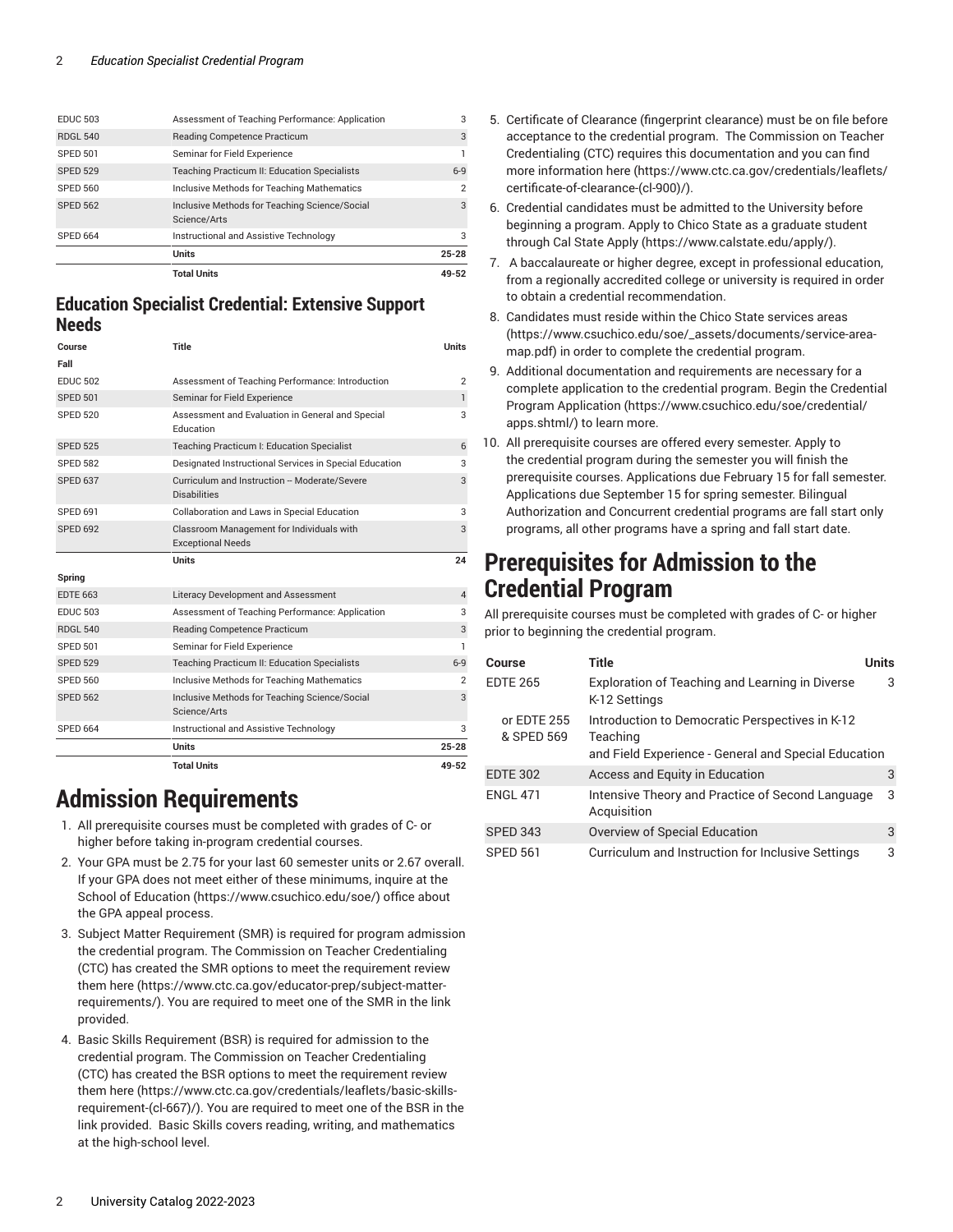| | | |
|---|---|---|
| EDUC 503 | Assessment of Teaching Performance: Application | 3 |
| RDGL 540 | Reading Competence Practicum | 3 |
| SPED 501 | Seminar for Field Experience | 1 |
| SPED 529 | Teaching Practicum II: Education Specialists | 6-9 |
| SPED 560 | Inclusive Methods for Teaching Mathematics | 2 |
| SPED 562 | Inclusive Methods for Teaching Science/Social Science/Arts | 3 |
| SPED 664 | Instructional and Assistive Technology | 3 |
| | **Units** | **25-28** |
| | **Total Units** | **49-52** |

## Education Specialist Credential: Extensive Support Needs

| Course | Title | Units |
|---|---|---|
| **Fall** | | |
| EDUC 502 | Assessment of Teaching Performance: Introduction | 2 |
| SPED 501 | Seminar for Field Experience | 1 |
| SPED 520 | Assessment and Evaluation in General and Special Education | 3 |
| SPED 525 | Teaching Practicum I: Education Specialist | 6 |
| SPED 582 | Designated Instructional Services in Special Education | 3 |
| SPED 637 | Curriculum and Instruction -- Moderate/Severe Disabilities | 3 |
| SPED 691 | Collaboration and Laws in Special Education | 3 |
| SPED 692 | Classroom Management for Individuals with Exceptional Needs | 3 |
| | **Units** | **24** |
| **Spring** | | |
| EDTE 663 | Literacy Development and Assessment | 4 |
| EDUC 503 | Assessment of Teaching Performance: Application | 3 |
| RDGL 540 | Reading Competence Practicum | 3 |
| SPED 501 | Seminar for Field Experience | 1 |
| SPED 529 | Teaching Practicum II: Education Specialists | 6-9 |
| SPED 560 | Inclusive Methods for Teaching Mathematics | 2 |
| SPED 562 | Inclusive Methods for Teaching Science/Social Science/Arts | 3 |
| SPED 664 | Instructional and Assistive Technology | 3 |
| | **Units** | **25-28** |
| | **Total Units** | **49-52** |

# Admission Requirements

1. All prerequisite courses must be completed with grades of C- or higher before taking in-program credential courses.
2. Your GPA must be 2.75 for your last 60 semester units or 2.67 overall. If your GPA does not meet either of these minimums, inquire at the School of Education (https://www.csuchico.edu/soe/) office about the GPA appeal process.
3. Subject Matter Requirement (SMR) is required for program admission the credential program. The Commission on Teacher Credentialing (CTC) has created the SMR options to meet the requirement review them here (https://www.ctc.ca.gov/educator-prep/subject-matter-requirements/). You are required to meet one of the SMR in the link provided.
4. Basic Skills Requirement (BSR) is required for admission to the credential program. The Commission on Teacher Credentialing (CTC) has created the BSR options to meet the requirement review them here (https://www.ctc.ca.gov/credentials/leaflets/basic-skills-requirement-(cl-667)/). You are required to meet one of the BSR in the link provided. Basic Skills covers reading, writing, and mathematics at the high-school level.
5. Certificate of Clearance (fingerprint clearance) must be on file before acceptance to the credential program. The Commission on Teacher Credentialing (CTC) requires this documentation and you can find more information here (https://www.ctc.ca.gov/credentials/leaflets/certificate-of-clearance-(cl-900)/).
6. Credential candidates must be admitted to the University before beginning a program. Apply to Chico State as a graduate student through Cal State Apply (https://www.calstate.edu/apply/).
7. A baccalaureate or higher degree, except in professional education, from a regionally accredited college or university is required in order to obtain a credential recommendation.
8. Candidates must reside within the Chico State services areas (https://www.csuchico.edu/soe/_assets/documents/service-area-map.pdf) in order to complete the credential program.
9. Additional documentation and requirements are necessary for a complete application to the credential program. Begin the Credential Program Application (https://www.csuchico.edu/soe/credential/apps.shtml/) to learn more.
10. All prerequisite courses are offered every semester. Apply to the credential program during the semester you will finish the prerequisite courses. Applications due February 15 for fall semester. Applications due September 15 for spring semester. Bilingual Authorization and Concurrent credential programs are fall start only programs, all other programs have a spring and fall start date.

# Prerequisites for Admission to the Credential Program

All prerequisite courses must be completed with grades of C- or higher prior to beginning the credential program.

| Course | Title | Units |
|---|---|---|
| EDTE 265 | Exploration of Teaching and Learning in Diverse K-12 Settings | 3 |
| or EDTE 255 & SPED 569 | Introduction to Democratic Perspectives in K-12 Teaching and Field Experience - General and Special Education | |
| EDTE 302 | Access and Equity in Education | 3 |
| ENGL 471 | Intensive Theory and Practice of Second Language Acquisition | 3 |
| SPED 343 | Overview of Special Education | 3 |
| SPED 561 | Curriculum and Instruction for Inclusive Settings | 3 |